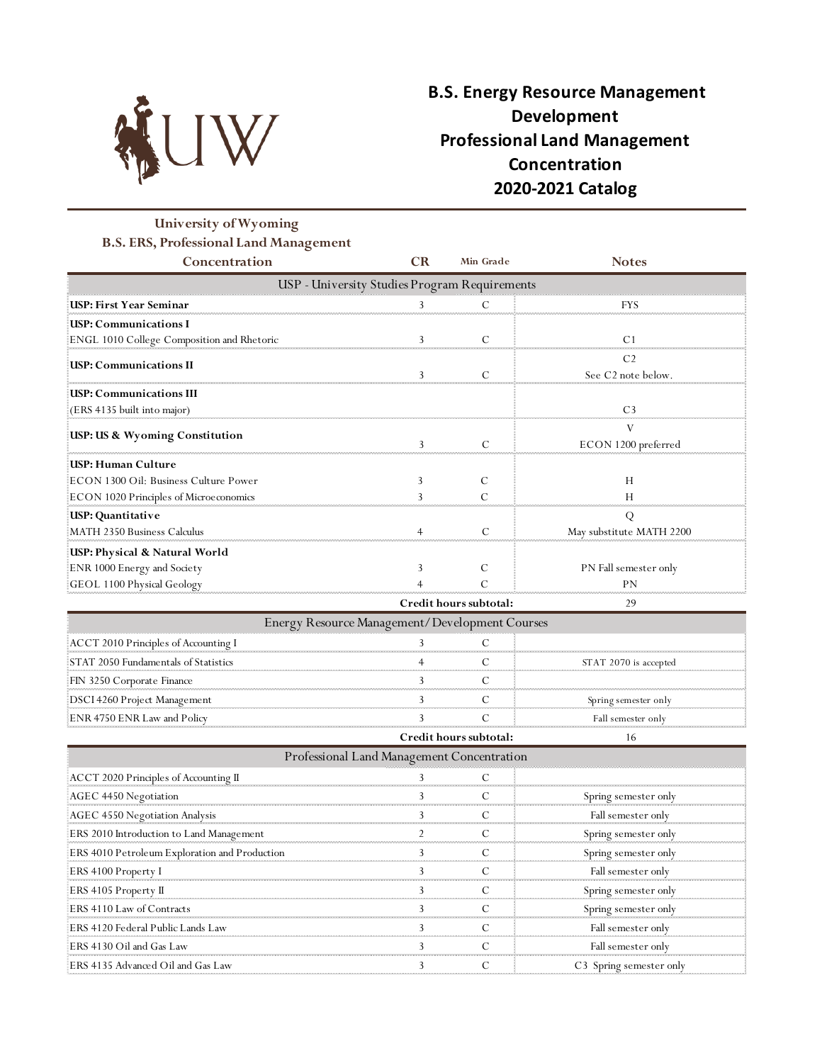# B.S. Energy Resource Management Development Professional Land Management Concentration 2020-2021 Catalog

| University of Wyoming B.S. ERS, Professional Land Management Concentration | CR | Min Grade | Notes |
|---|---|---|---|
| USP - University Studies Program Requirements | | | |
| **USP: First Year Seminar** | 3 | C | FYS |
| **USP: Communications I** | | | |
| ENGL 1010 College Composition and Rhetoric | 3 | C | C1 |
| **USP: Communications II** | 3 | C | C2 See C2 note below. |
| **USP: Communications III** | | | |
| (ERS 4135 built into major) | | | C3 |
| **USP: US & Wyoming Constitution** | 3 | C | V ECON 1200 preferred |
| **USP: Human Culture** | | | |
| ECON 1300 Oil: Business Culture Power | 3 | C | H |
| ECON 1020 Principles of Microeconomics | 3 | C | H |
| **USP: Quantitative** | | | Q |
| MATH 2350 Business Calculus | 4 | C | May substitute MATH 2200 |
| **USP: Physical & Natural World** | | | |
| ENR 1000 Energy and Society | 3 | C | PN Fall semester only |
| GEOL 1100 Physical Geology | 4 | C | PN |
| | | **Credit hours subtotal:** | 29 |
| Energy Resource Management/Development Courses | | | |
| ACCT 2010 Principles of Accounting I | 3 | C | |
| STAT 2050 Fundamentals of Statistics | 4 | C | STAT 2070 is accepted |
| FIN 3250 Corporate Finance | 3 | C | |
| DSCI 4260 Project Management | 3 | C | Spring semester only |
| ENR 4750 ENR Law and Policy | 3 | C | Fall semester only |
| | | **Credit hours subtotal:** | 16 |
| Professional Land Management Concentration | | | |
| ACCT 2020 Principles of Accounting II | 3 | C | |
| AGEC 4450 Negotiation | 3 | C | Spring semester only |
| AGEC 4550 Negotiation Analysis | 3 | C | Fall semester only |
| ERS 2010 Introduction to Land Management | 2 | C | Spring semester only |
| ERS 4010 Petroleum Exploration and Production | 3 | C | Spring semester only |
| ERS 4100 Property I | 3 | C | Fall semester only |
| ERS 4105 Property II | 3 | C | Spring semester only |
| ERS 4110 Law of Contracts | 3 | C | Spring semester only |
| ERS 4120 Federal Public Lands Law | 3 | C | Fall semester only |
| ERS 4130 Oil and Gas Law | 3 | C | Fall semester only |
| ERS 4135 Advanced Oil and Gas Law | 3 | C | C3 Spring semester only |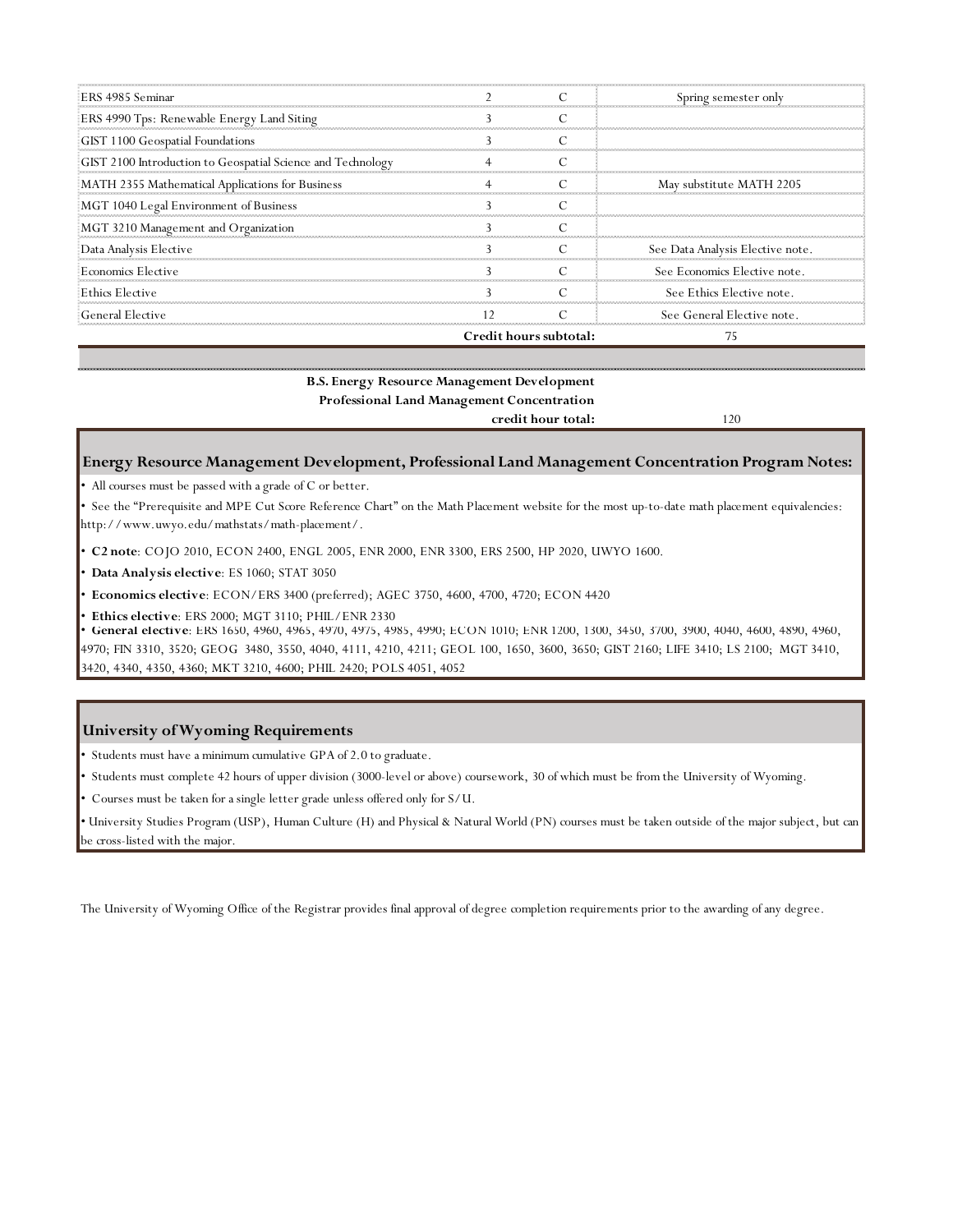| | | | |
|---|---|---|---|
| ERS 4985 Seminar | 2 | C | Spring semester only |
| ERS 4990 Tps: Renewable Energy Land Siting | 3 | C | |
| GIST 1100 Geospatial Foundations | 3 | C | |
| GIST 2100 Introduction to Geospatial Science and Technology | 4 | C | |
| MATH 2355 Mathematical Applications for Business | 4 | C | May substitute MATH 2205 |
| MGT 1040 Legal Environment of Business | 3 | C | |
| MGT 3210 Management and Organization | 3 | C | |
| Data Analysis Elective | 3 | C | See Data Analysis Elective note. |
| Economics Elective | 3 | C | See Economics Elective note. |
| Ethics Elective | 3 | C | See Ethics Elective note. |
| General Elective | 12 | C | See General Elective note. |
| | | **Credit hours subtotal:** | 75 |

**B.S. Energy Resource Management Development**
**Professional Land Management Concentration**
**credit hour total:** 120

## Energy Resource Management Development, Professional Land Management Concentration Program Notes:

- All courses must be passed with a grade of C or better.
- See the "Prerequisite and MPE Cut Score Reference Chart" on the Math Placement website for the most up-to-date math placement equivalencies: http://www.uwyo.edu/mathstats/math-placement/.
- **C2 note**: COJO 2010, ECON 2400, ENGL 2005, ENR 2000, ENR 3300, ERS 2500, HP 2020, UWYO 1600.
- **Data Analysis elective**: ES 1060; STAT 3050
- **Economics elective**: ECON/ERS 3400 (preferred); AGEC 3750, 4600, 4700, 4720; ECON 4420
- **Ethics elective**: ERS 2000; MGT 3110; PHIL/ENR 2330
- **General elective**: ERS 1650, 4960, 4965, 4970, 4975, 4985, 4990; ECON 1010; ENR 1200, 1300, 3450, 3700, 3900, 4040, 4600, 4890, 4960, 4970; FIN 3310, 3520; GEOG 3480, 3550, 4040, 4111, 4210, 4211; GEOL 100, 1650, 3600, 3650; GIST 2160; LIFE 3410; LS 2100; MGT 3410, 3420, 4340, 4350, 4360; MKT 3210, 4600; PHIL 2420; POLS 4051, 4052

## University of Wyoming Requirements

- Students must have a minimum cumulative GPA of 2.0 to graduate.
- Students must complete 42 hours of upper division (3000-level or above) coursework, 30 of which must be from the University of Wyoming.
- Courses must be taken for a single letter grade unless offered only for S/U.
- University Studies Program (USP), Human Culture (H) and Physical & Natural World (PN) courses must be taken outside of the major subject, but can be cross-listed with the major.

The University of Wyoming Office of the Registrar provides final approval of degree completion requirements prior to the awarding of any degree.